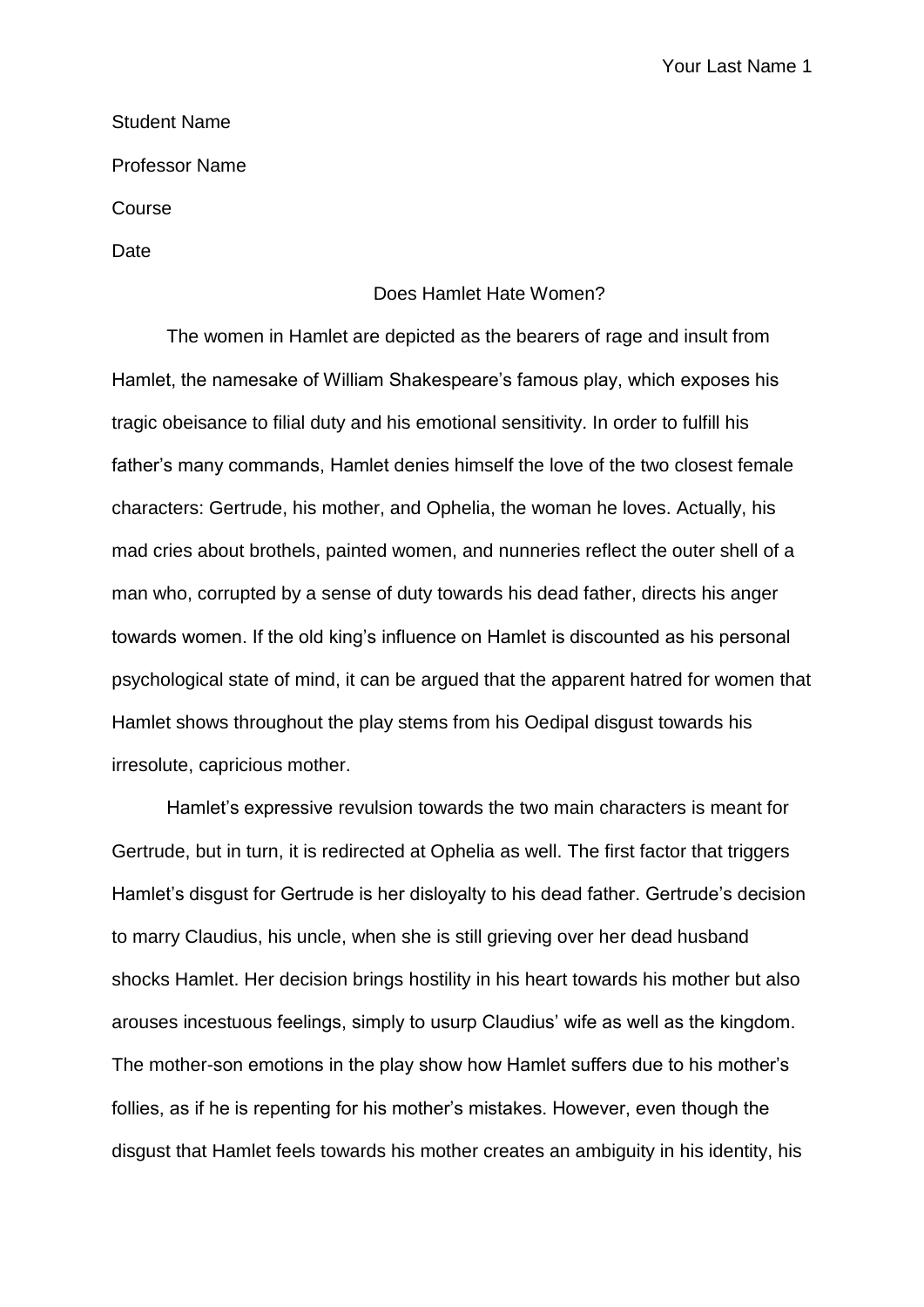Student Name

Professor Name

Course

Date

# Does Hamlet Hate Women?

The women in Hamlet are depicted as the bearers of rage and insult from Hamlet, the namesake of William Shakespeare's famous play, which exposes his tragic obeisance to filial duty and his emotional sensitivity. In order to fulfill his father's many commands, Hamlet denies himself the love of the two closest female characters: Gertrude, his mother, and Ophelia, the woman he loves. Actually, his mad cries about brothels, painted women, and nunneries reflect the outer shell of a man who, corrupted by a sense of duty towards his dead father, directs his anger towards women. If the old king's influence on Hamlet is discounted as his personal psychological state of mind, it can be argued that the apparent hatred for women that Hamlet shows throughout the play stems from his Oedipal disgust towards his irresolute, capricious mother.

Hamlet's expressive revulsion towards the two main characters is meant for Gertrude, but in turn, it is redirected at Ophelia as well. The first factor that triggers Hamlet's disgust for Gertrude is her disloyalty to his dead father. Gertrude's decision to marry Claudius, his uncle, when she is still grieving over her dead husband shocks Hamlet. Her decision brings hostility in his heart towards his mother but also arouses incestuous feelings, simply to usurp Claudius' wife as well as the kingdom. The mother-son emotions in the play show how Hamlet suffers due to his mother's follies, as if he is repenting for his mother's mistakes. However, even though the disgust that Hamlet feels towards his mother creates an ambiguity in his identity, his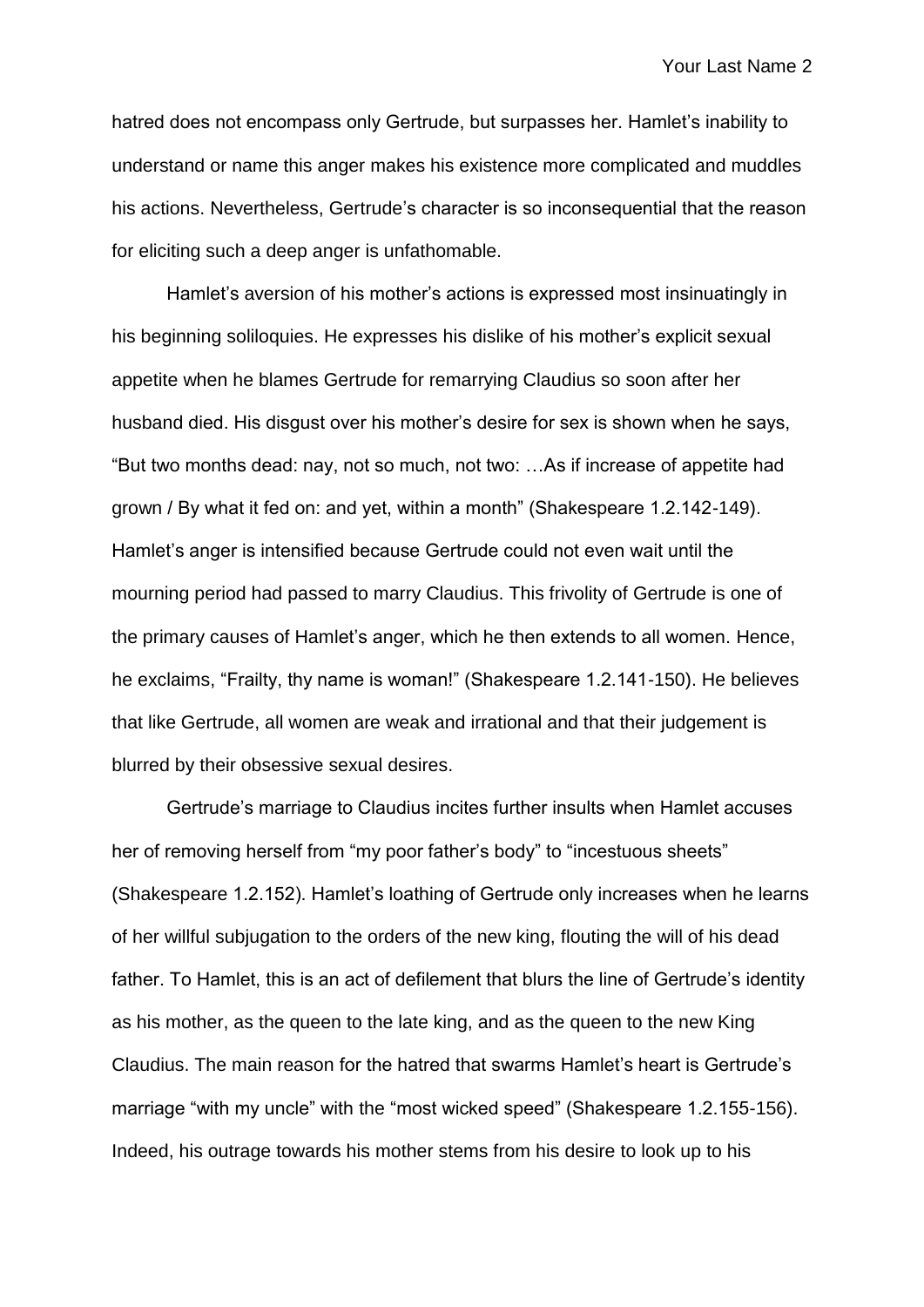hatred does not encompass only Gertrude, but surpasses her. Hamlet's inability to understand or name this anger makes his existence more complicated and muddles his actions. Nevertheless, Gertrude's character is so inconsequential that the reason for eliciting such a deep anger is unfathomable.

Hamlet's aversion of his mother's actions is expressed most insinuatingly in his beginning soliloquies. He expresses his dislike of his mother's explicit sexual appetite when he blames Gertrude for remarrying Claudius so soon after her husband died. His disgust over his mother's desire for sex is shown when he says, "But two months dead: nay, not so much, not two: …As if increase of appetite had grown / By what it fed on: and yet, within a month" (Shakespeare 1.2.142-149). Hamlet's anger is intensified because Gertrude could not even wait until the mourning period had passed to marry Claudius. This frivolity of Gertrude is one of the primary causes of Hamlet's anger, which he then extends to all women. Hence, he exclaims, "Frailty, thy name is woman!" (Shakespeare 1.2.141-150). He believes that like Gertrude, all women are weak and irrational and that their judgement is blurred by their obsessive sexual desires.

Gertrude's marriage to Claudius incites further insults when Hamlet accuses her of removing herself from "my poor father's body" to "incestuous sheets" (Shakespeare 1.2.152). Hamlet's loathing of Gertrude only increases when he learns of her willful subjugation to the orders of the new king, flouting the will of his dead father. To Hamlet, this is an act of defilement that blurs the line of Gertrude's identity as his mother, as the queen to the late king, and as the queen to the new King Claudius. The main reason for the hatred that swarms Hamlet's heart is Gertrude's marriage "with my uncle" with the "most wicked speed" (Shakespeare 1.2.155-156). Indeed, his outrage towards his mother stems from his desire to look up to his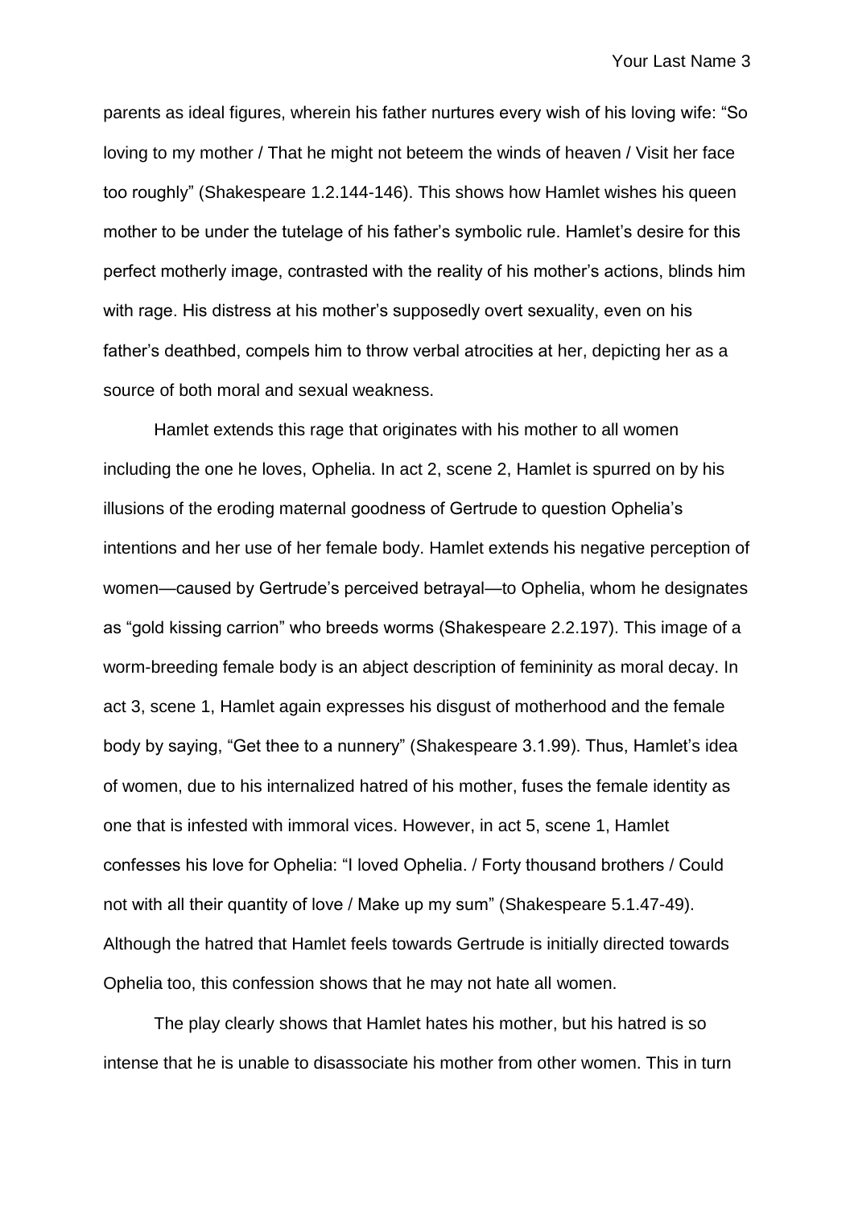parents as ideal figures, wherein his father nurtures every wish of his loving wife: "So loving to my mother / That he might not beteem the winds of heaven / Visit her face too roughly" (Shakespeare 1.2.144-146). This shows how Hamlet wishes his queen mother to be under the tutelage of his father's symbolic rule. Hamlet's desire for this perfect motherly image, contrasted with the reality of his mother's actions, blinds him with rage. His distress at his mother's supposedly overt sexuality, even on his father's deathbed, compels him to throw verbal atrocities at her, depicting her as a source of both moral and sexual weakness.

Hamlet extends this rage that originates with his mother to all women including the one he loves, Ophelia. In act 2, scene 2, Hamlet is spurred on by his illusions of the eroding maternal goodness of Gertrude to question Ophelia's intentions and her use of her female body. Hamlet extends his negative perception of women—caused by Gertrude's perceived betrayal—to Ophelia, whom he designates as "gold kissing carrion" who breeds worms (Shakespeare 2.2.197). This image of a worm-breeding female body is an abject description of femininity as moral decay. In act 3, scene 1, Hamlet again expresses his disgust of motherhood and the female body by saying, "Get thee to a nunnery" (Shakespeare 3.1.99). Thus, Hamlet's idea of women, due to his internalized hatred of his mother, fuses the female identity as one that is infested with immoral vices. However, in act 5, scene 1, Hamlet confesses his love for Ophelia: "I loved Ophelia. / Forty thousand brothers / Could not with all their quantity of love / Make up my sum" (Shakespeare 5.1.47-49). Although the hatred that Hamlet feels towards Gertrude is initially directed towards Ophelia too, this confession shows that he may not hate all women.

The play clearly shows that Hamlet hates his mother, but his hatred is so intense that he is unable to disassociate his mother from other women. This in turn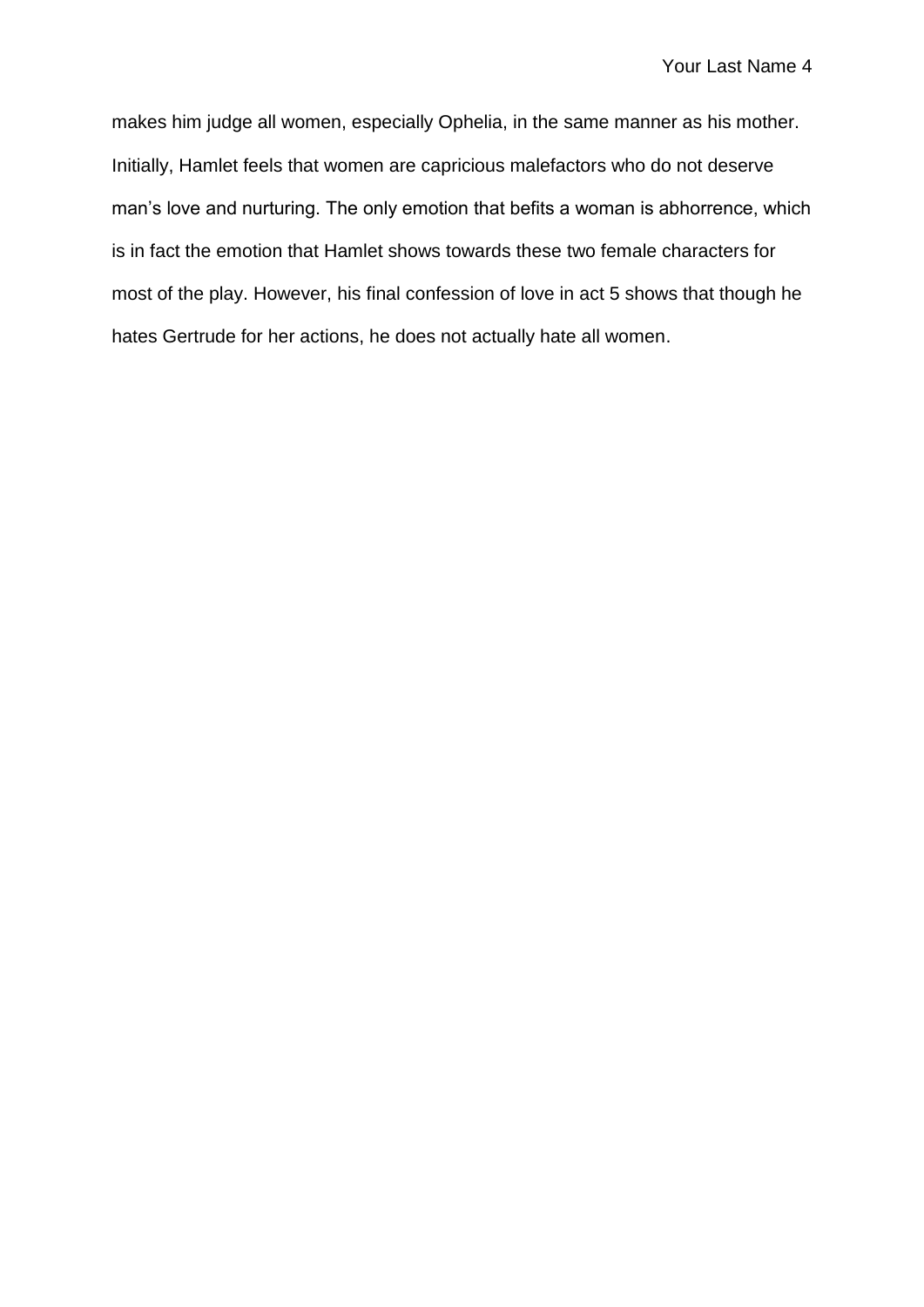makes him judge all women, especially Ophelia, in the same manner as his mother. Initially, Hamlet feels that women are capricious malefactors who do not deserve man's love and nurturing. The only emotion that befits a woman is abhorrence, which is in fact the emotion that Hamlet shows towards these two female characters for most of the play. However, his final confession of love in act 5 shows that though he hates Gertrude for her actions, he does not actually hate all women.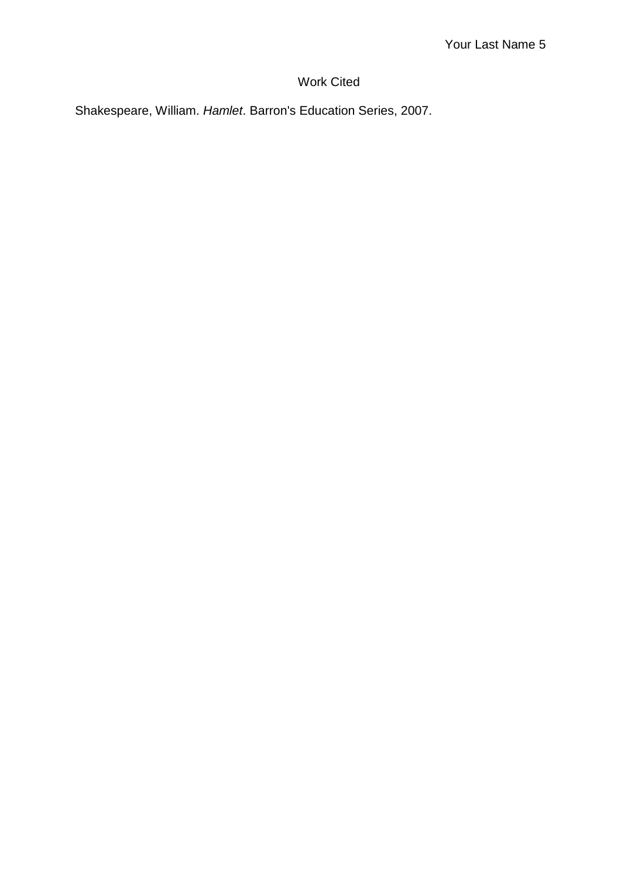# Work Cited

Shakespeare, William. *Hamlet*. Barron's Education Series, 2007.